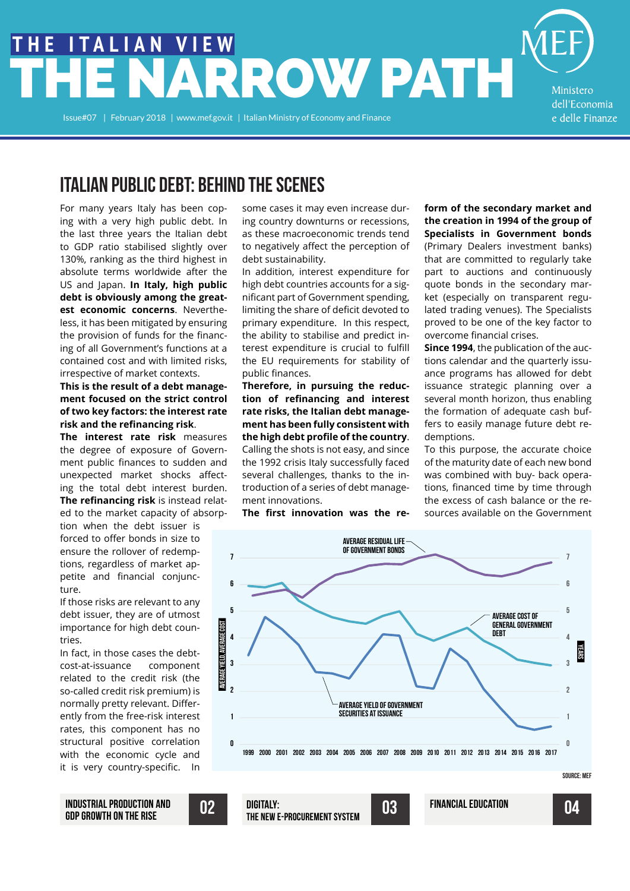THE ITALIAN VIEW

# THE NARROW PATH

Issue#07 | February 2018 | www.mef.gov.it | Italian Ministry of Economy and Finance

Ministero dell'Economia e delle Finanze

## ITALIAN PUBLIC DEBT: BEHIND THE SCENES

For many years Italy has been coping with a very high public debt. In the last three years the Italian debt to GDP ratio stabilised slightly over 130%, ranking as the third highest in absolute terms worldwide after the US and Japan. **In Italy, high public debt is obviously among the greatest economic concerns**. Nevertheless, it has been mitigated by ensuring the provision of funds for the financing of all Government's functions at a contained cost and with limited risks, irrespective of market contexts.

**This is the result of a debt management focused on the strict control of two key factors: the interest rate risk and the refinancing risk**.

**The interest rate risk** measures the degree of exposure of Government public finances to sudden and unexpected market shocks affecting the total debt interest burden. **The refinancing risk** is instead related to the market capacity of absorption when the debt issuer is forced to offer bonds in size to ensure the rollover of redemptions, regardless of market appetite and financial conjuncture.

If those risks are relevant to any debt issuer, they are of utmost importance for high debt countries.

In fact, in those cases the debt-cost-at-issuance component related to the credit risk (the so-called credit risk premium) is normally pretty relevant. Differently from the free-risk interest rates, this component has no structural positive correlation with the economic cycle and it is very country-specific. In some cases it may even increase during country downturns or recessions, as these macroeconomic trends tend to negatively affect the perception of debt sustainability.

In addition, interest expenditure for high debt countries accounts for a significant part of Government spending, limiting the share of deficit devoted to primary expenditure. In this respect, the ability to stabilise and predict interest expenditure is crucial to fulfill the EU requirements for stability of public finances.

**Therefore, in pursuing the reduction of refinancing and interest rate risks, the Italian debt management has been fully consistent with the high debt profile of the country**. Calling the shots is not easy, and since the 1992 crisis Italy successfully faced several challenges, thanks to the introduction of a series of debt management innovations.

**The first innovation was the reform of the secondary market and the creation in 1994 of the group of Specialists in Government bonds** (Primary Dealers investment banks) that are committed to regularly take part to auctions and continuously quote bonds in the secondary market (especially on transparent regulated trading venues). The Specialists proved to be one of the key factor to overcome financial crises.

**Since 1994**, the publication of the auctions calendar and the quarterly issuance programs has allowed for debt issuance strategic planning over a several month horizon, thus enabling the formation of adequate cash buffers to easily manage future debt redemptions.

To this purpose, the accurate choice of the maturity date of each new bond was combined with buy- back operations, financed time by time through the excess of cash balance or the resources available on the Government

*[Chart: AVERAGE RESIDUAL LIFE OF GOVERNMENT BONDS; AVERAGE COST OF GENERAL GOVERNMENT DEBT; AVERAGE YIELD OF GOVERNMENT SECURITIES AT ISSUANCE. Left axis: AVERAGE YIELD, AVERAGE COST; right axis: YEARS; 1999–2017]*

SOURCE: MEF

INDUSTRIAL PRODUCTION AND GDP GROWTH ON THE RISE — 02

DIGITALY: THE NEW E-PROCUREMENT SYSTEM — 03

FINANCIAL EDUCATION — 04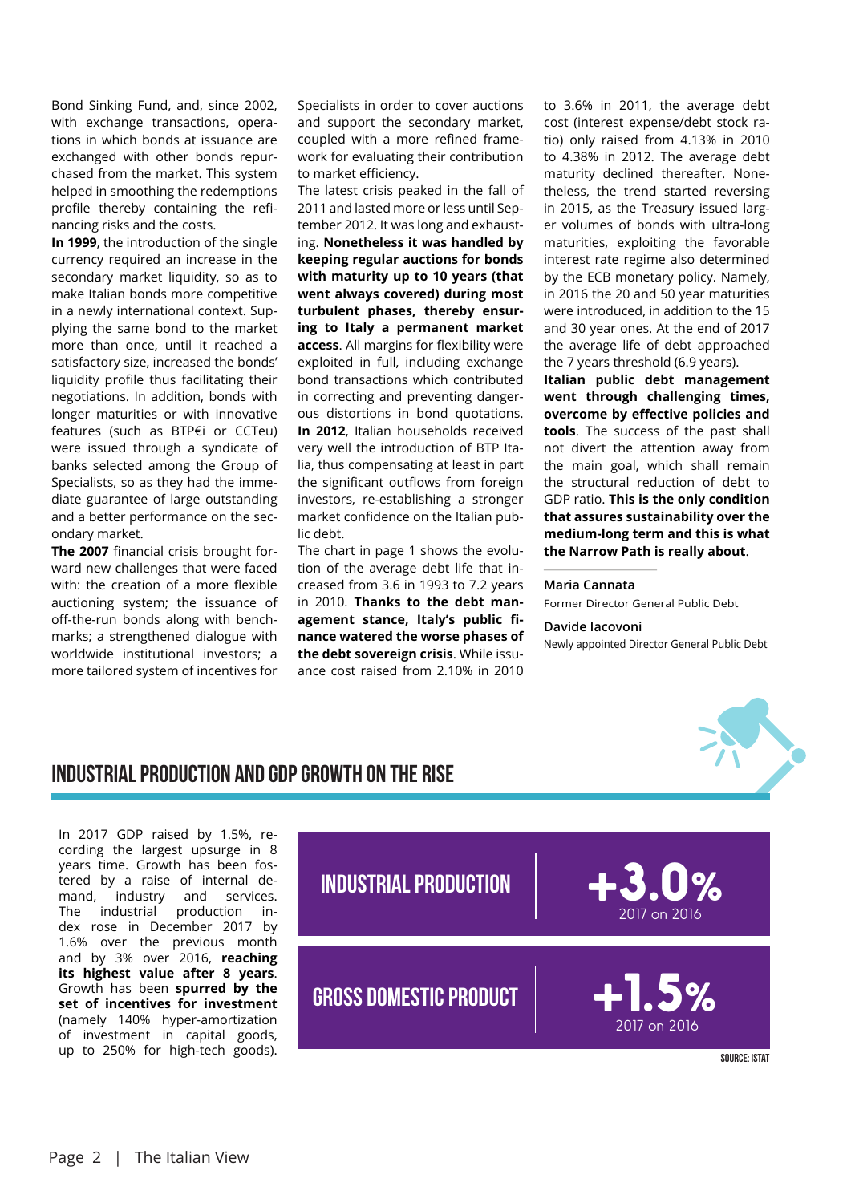Bond Sinking Fund, and, since 2002, with exchange transactions, operations in which bonds at issuance are exchanged with other bonds repurchased from the market. This system helped in smoothing the redemptions profile thereby containing the refinancing risks and the costs.

**In 1999**, the introduction of the single currency required an increase in the secondary market liquidity, so as to make Italian bonds more competitive in a newly international context. Supplying the same bond to the market more than once, until it reached a satisfactory size, increased the bonds' liquidity profile thus facilitating their negotiations. In addition, bonds with longer maturities or with innovative features (such as BTP€i or CCTeu) were issued through a syndicate of banks selected among the Group of Specialists, so as they had the immediate guarantee of large outstanding and a better performance on the secondary market.

**The 2007** financial crisis brought forward new challenges that were faced with: the creation of a more flexible auctioning system; the issuance of off-the-run bonds along with benchmarks; a strengthened dialogue with worldwide institutional investors; a more tailored system of incentives for Specialists in order to cover auctions and support the secondary market, coupled with a more refined framework for evaluating their contribution to market efficiency.

The latest crisis peaked in the fall of 2011 and lasted more or less until September 2012. It was long and exhausting. **Nonetheless it was handled by keeping regular auctions for bonds with maturity up to 10 years (that went always covered) during most turbulent phases, thereby ensuring to Italy a permanent market access**. All margins for flexibility were exploited in full, including exchange bond transactions which contributed in correcting and preventing dangerous distortions in bond quotations. **In 2012**, Italian households received very well the introduction of BTP Italia, thus compensating at least in part the significant outflows from foreign investors, re-establishing a stronger market confidence on the Italian public debt.

The chart in page 1 shows the evolution of the average debt life that increased from 3.6 in 1993 to 7.2 years in 2010. **Thanks to the debt management stance, Italy's public finance watered the worse phases of the debt sovereign crisis**. While issuance cost raised from 2.10% in 2010 to 3.6% in 2011, the average debt cost (interest expense/debt stock ratio) only raised from 4.13% in 2010 to 4.38% in 2012. The average debt maturity declined thereafter. Nonetheless, the trend started reversing in 2015, as the Treasury issued larger volumes of bonds with ultra-long maturities, exploiting the favorable interest rate regime also determined by the ECB monetary policy. Namely, in 2016 the 20 and 50 year maturities were introduced, in addition to the 15 and 30 year ones. At the end of 2017 the average life of debt approached the 7 years threshold (6.9 years).

**Italian public debt management went through challenging times, overcome by effective policies and tools**. The success of the past shall not divert the attention away from the main goal, which shall remain the structural reduction of debt to GDP ratio. **This is the only condition that assures sustainability over the medium-long term and this is what the Narrow Path is really about**.

**Maria Cannata**
Former Director General Public Debt

**Davide Iacovoni**
Newly appointed Director General Public Debt

## INDUSTRIAL PRODUCTION AND GDP GROWTH ON THE RISE

In 2017 GDP raised by 1.5%, recording the largest upsurge in 8 years time. Growth has been fostered by a raise of internal demand, industry and services. The industrial production index rose in December 2017 by 1.6% over the previous month and by 3% over 2016, **reaching its highest value after 8 years**. Growth has been **spurred by the set of incentives for investment** (namely 140% hyper-amortization of investment in capital goods, up to 250% for high-tech goods).

| | |
|---|---|
| INDUSTRIAL PRODUCTION | **+3.0%** 2017 on 2016 |
| GROSS DOMESTIC PRODUCT | **+1.5%** 2017 on 2016 |

SOURCE: ISTAT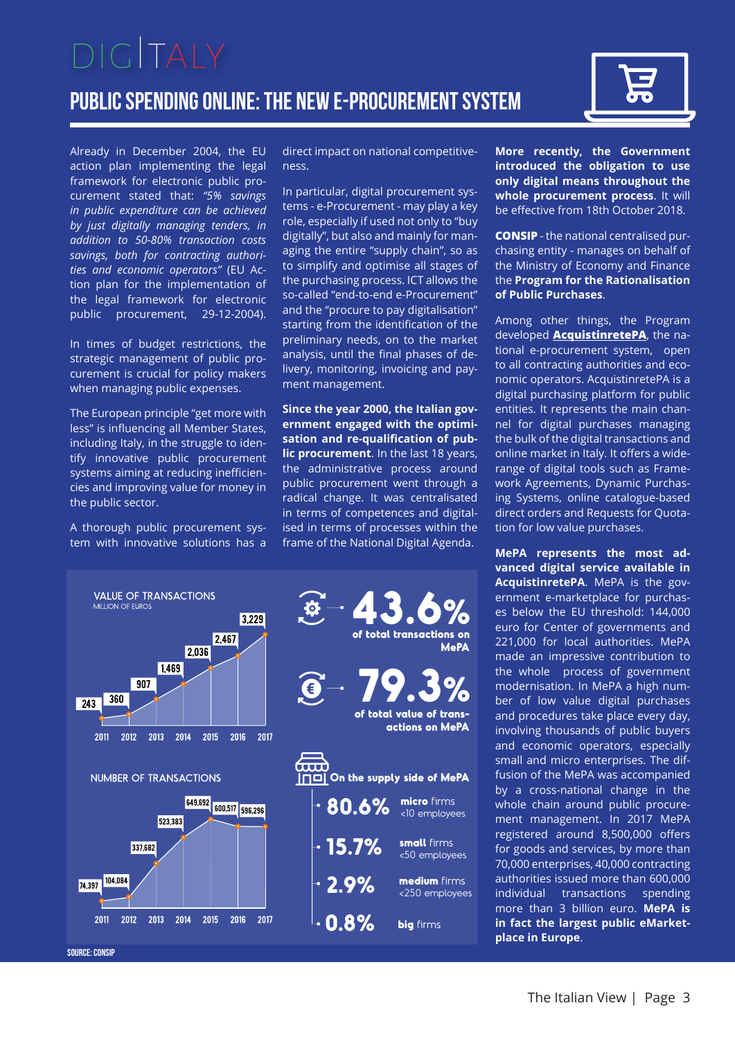# DIGITALY

## PUBLIC SPENDING ONLINE: THE NEW E-PROCUREMENT SYSTEM

Already in December 2004, the EU action plan implementing the legal framework for electronic public procurement stated that: *"5% savings in public expenditure can be achieved by just digitally managing tenders, in addition to 50-80% transaction costs savings, both for contracting authorities and economic operators"* (EU Action plan for the implementation of the legal framework for electronic public procurement, 29-12-2004).

In times of budget restrictions, the strategic management of public procurement is crucial for policy makers when managing public expenses.

The European principle "get more with less" is influencing all Member States, including Italy, in the struggle to identify innovative public procurement systems aiming at reducing inefficiencies and improving value for money in the public sector.

A thorough public procurement system with innovative solutions has a direct impact on national competitiveness.

In particular, digital procurement systems - e-Procurement - may play a key role, especially if used not only to "buy digitally", but also and mainly for managing the entire "supply chain", so as to simplify and optimise all stages of the purchasing process. ICT allows the so-called "end-to-end e-Procurement" and the "procure to pay digitalisation" starting from the identification of the preliminary needs, on to the market analysis, until the final phases of delivery, monitoring, invoicing and payment management.

**Since the year 2000, the Italian government engaged with the optimisation and re-qualification of public procurement**. In the last 18 years, the administrative process around public procurement went through a radical change. It was centralised in terms of competences and digitalised in terms of processes within the frame of the National Digital Agenda.

**More recently, the Government introduced the obligation to use only digital means throughout the whole procurement process**. It will be effective from 18th October 2018.

**CONSIP** - the national centralised purchasing entity - manages on behalf of the Ministry of Economy and Finance the **Program for the Rationalisation of Public Purchases**.

Among other things, the Program developed **AcquistinretePA**, the national e-procurement system, open to all contracting authorities and economic operators. AcquistinretePA is a digital purchasing platform for public entities. It represents the main channel for digital purchases managing the bulk of the digital transactions and online market in Italy. It offers a wide-range of digital tools such as Framework Agreements, Dynamic Purchasing Systems, online catalogue-based direct orders and Requests for Quotation for low value purchases.

**MePA represents the most advanced digital service available in AcquistinretePA**. MePA is the government e-marketplace for purchases below the EU threshold: 144,000 euro for Center of governments and 221,000 for local authorities. MePA made an impressive contribution to the whole process of government modernisation. In MePA a high number of low value digital purchases and procedures take place every day, involving thousands of public buyers and economic operators, especially small and micro enterprises. The diffusion of the MePA was accompanied by a cross-national change in the whole chain around public procurement management. In 2017 MePA registered around 8,500,000 offers for goods and services, by more than 70,000 enterprises, 40,000 contracting authorities issued more than 600,000 individual transactions spending more than 3 billion euro. **MePA is in fact the largest public eMarketplace in Europe**.

**VALUE OF TRANSACTIONS** (MILLION OF EUROS)

| 2011 | 2012 | 2013 | 2014 | 2015 | 2016 | 2017 |
|---|---|---|---|---|---|---|
| 243 | 360 | 907 | 1,469 | 2,036 | 2,467 | 3,229 |

**NUMBER OF TRANSACTIONS**

| 2011 | 2012 | 2013 | 2014 | 2015 | 2016 | 2017 |
|---|---|---|---|---|---|---|
| 74,397 | 104,084 | 337,682 | 523,383 | 649,692 | 600,517 | 596,296 |

**43.6%** of total transactions on MePA

**79.3%** of total value of transactions on MePA

**On the supply side of MePA**

- **80.6%** micro firms <10 employees
- **15.7%** small firms <50 employees
- **2.9%** medium firms <250 employees
- **0.8%** big firms

SOURCE: CONSIP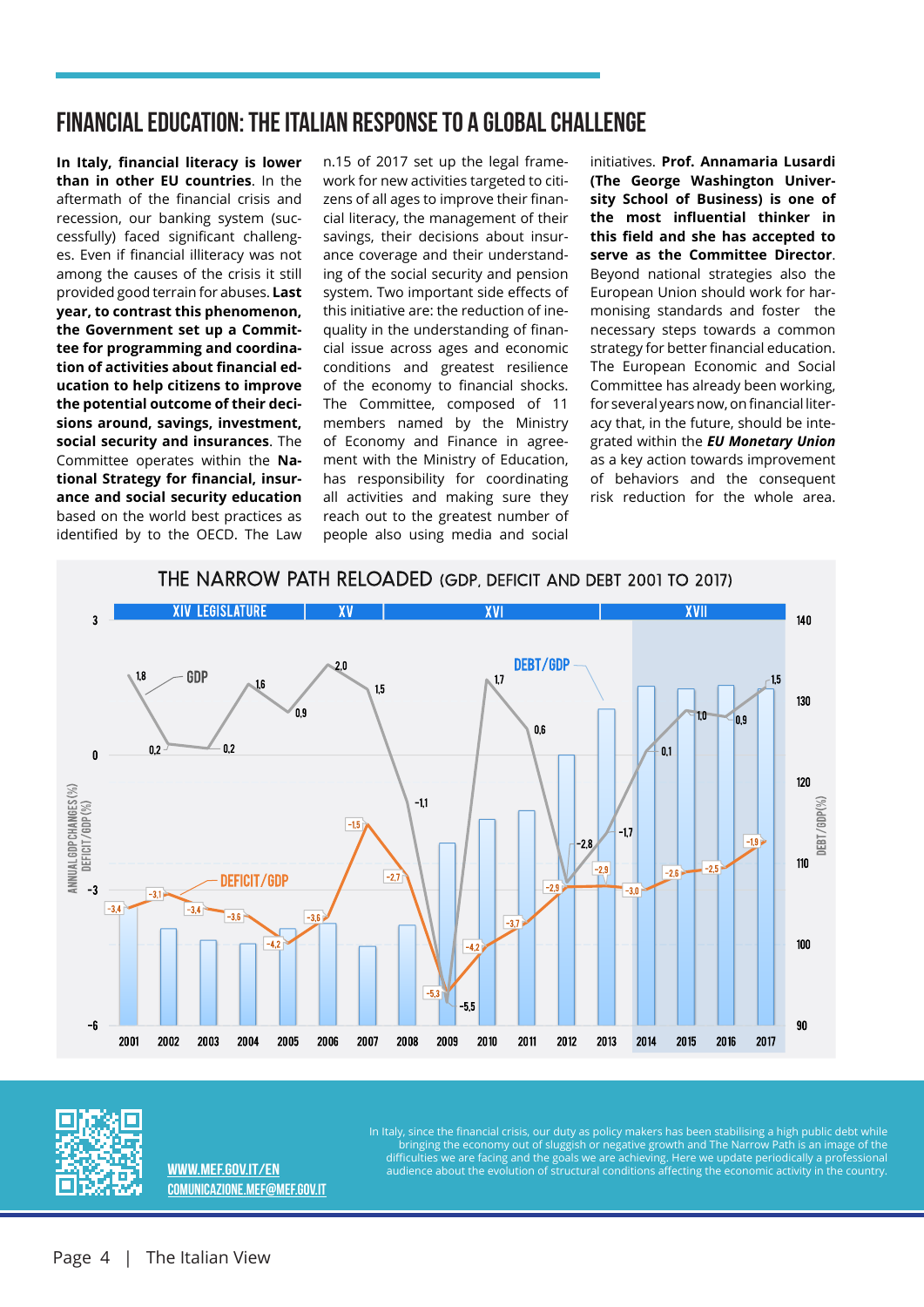# FINANCIAL EDUCATION: THE ITALIAN RESPONSE TO A GLOBAL CHALLENGE

**In Italy, financial literacy is lower than in other EU countries**. In the aftermath of the financial crisis and recession, our banking system (successfully) faced significant challenges. Even if financial illiteracy was not among the causes of the crisis it still provided good terrain for abuses. **Last year, to contrast this phenomenon, the Government set up a Committee for programming and coordination of activities about financial education to help citizens to improve the potential outcome of their decisions around, savings, investment, social security and insurances**. The Committee operates within the **National Strategy for financial, insurance and social security education** based on the world best practices as identified by to the OECD. The Law n.15 of 2017 set up the legal framework for new activities targeted to citizens of all ages to improve their financial literacy, the management of their savings, their decisions about insurance coverage and their understanding of the social security and pension system. Two important side effects of this initiative are: the reduction of inequality in the understanding of financial issue across ages and economic conditions and greatest resilience of the economy to financial shocks. The Committee, composed of 11 members named by the Ministry of Economy and Finance in agreement with the Ministry of Education, has responsibility for coordinating all activities and making sure they reach out to the greatest number of people also using media and social initiatives. **Prof. Annamaria Lusardi (The George Washington University School of Business) is one of the most influential thinker in this field and she has accepted to serve as the Committee Director**. Beyond national strategies also the European Union should work for harmonising standards and foster the necessary steps towards a common strategy for better financial education. The European Economic and Social Committee has already been working, for several years now, on financial literacy that, in the future, should be integrated within the ***EU Monetary Union*** as a key action towards improvement of behaviors and the consequent risk reduction for the whole area.

## THE NARROW PATH RELOADED (GDP, DEFICIT AND DEBT 2001 TO 2017)

XIV LEGISLATURE · XV · XVI · XVII

GDP: 1,8 · 0,2 · 0,2 · 1,6 · 0,9 · 2,0 · 1,5 · -1,1 · -5,5 · 1,7 · 0,6 · -2,8 · -1,7 · 0,1 · 1,0 · 0,9 · 1,5

DEFICIT/GDP: -3,4 · -3,1 · -3,4 · -3,6 · -4,2 · -3,6 · -1,5 · -2,7 · -5,3 · -4,2 · -3,7 · -2,9 · -2,9 · -3,0 · -2,6 · -2,5 · -1,9

DEBT/GDP

ANNUAL GDP CHANGES (%) DEFICIT/GDP (%): 3 · 0 · -3 · -6

DEBT/GDP (%): 140 · 130 · 120 · 110 · 100 · 90

2001 · 2002 · 2003 · 2004 · 2005 · 2006 · 2007 · 2008 · 2009 · 2010 · 2011 · 2012 · 2013 · 2014 · 2015 · 2016 · 2017

---

[WWW.MEF.GOV.IT/EN](http://www.mef.gov.it/en)
[COMUNICAZIONE.MEF@MEF.GOV.IT](mailto:comunicazione.mef@mef.gov.it)

In Italy, since the financial crisis, our duty as policy makers has been stabilising a high public debt while bringing the economy out of sluggish or negative growth and The Narrow Path is an image of the difficulties we are facing and the goals we are achieving. Here we update periodically a professional audience about the evolution of structural conditions affecting the economic activity in the country.